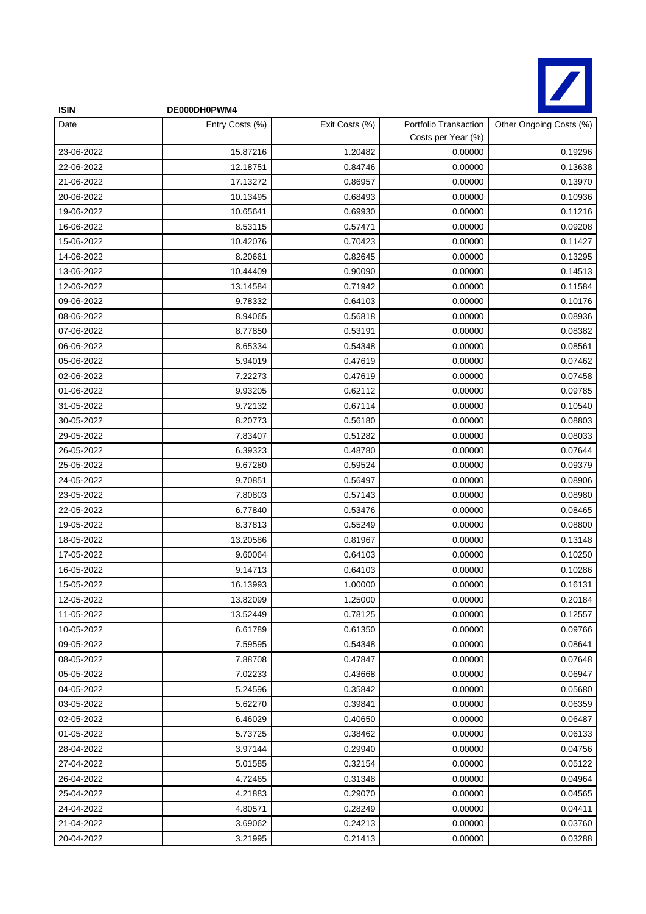**ISIN** DE000DH0PWM4

| Date | Entry Costs (%) | Exit Costs (%) | Portfolio Transaction Costs per Year (%) | Other Ongoing Costs (%) |
|---|---|---|---|---|
| 23-06-2022 | 15.87216 | 1.20482 | 0.00000 | 0.19296 |
| 22-06-2022 | 12.18751 | 0.84746 | 0.00000 | 0.13638 |
| 21-06-2022 | 17.13272 | 0.86957 | 0.00000 | 0.13970 |
| 20-06-2022 | 10.13495 | 0.68493 | 0.00000 | 0.10936 |
| 19-06-2022 | 10.65641 | 0.69930 | 0.00000 | 0.11216 |
| 16-06-2022 | 8.53115 | 0.57471 | 0.00000 | 0.09208 |
| 15-06-2022 | 10.42076 | 0.70423 | 0.00000 | 0.11427 |
| 14-06-2022 | 8.20661 | 0.82645 | 0.00000 | 0.13295 |
| 13-06-2022 | 10.44409 | 0.90090 | 0.00000 | 0.14513 |
| 12-06-2022 | 13.14584 | 0.71942 | 0.00000 | 0.11584 |
| 09-06-2022 | 9.78332 | 0.64103 | 0.00000 | 0.10176 |
| 08-06-2022 | 8.94065 | 0.56818 | 0.00000 | 0.08936 |
| 07-06-2022 | 8.77850 | 0.53191 | 0.00000 | 0.08382 |
| 06-06-2022 | 8.65334 | 0.54348 | 0.00000 | 0.08561 |
| 05-06-2022 | 5.94019 | 0.47619 | 0.00000 | 0.07462 |
| 02-06-2022 | 7.22273 | 0.47619 | 0.00000 | 0.07458 |
| 01-06-2022 | 9.93205 | 0.62112 | 0.00000 | 0.09785 |
| 31-05-2022 | 9.72132 | 0.67114 | 0.00000 | 0.10540 |
| 30-05-2022 | 8.20773 | 0.56180 | 0.00000 | 0.08803 |
| 29-05-2022 | 7.83407 | 0.51282 | 0.00000 | 0.08033 |
| 26-05-2022 | 6.39323 | 0.48780 | 0.00000 | 0.07644 |
| 25-05-2022 | 9.67280 | 0.59524 | 0.00000 | 0.09379 |
| 24-05-2022 | 9.70851 | 0.56497 | 0.00000 | 0.08906 |
| 23-05-2022 | 7.80803 | 0.57143 | 0.00000 | 0.08980 |
| 22-05-2022 | 6.77840 | 0.53476 | 0.00000 | 0.08465 |
| 19-05-2022 | 8.37813 | 0.55249 | 0.00000 | 0.08800 |
| 18-05-2022 | 13.20586 | 0.81967 | 0.00000 | 0.13148 |
| 17-05-2022 | 9.60064 | 0.64103 | 0.00000 | 0.10250 |
| 16-05-2022 | 9.14713 | 0.64103 | 0.00000 | 0.10286 |
| 15-05-2022 | 16.13993 | 1.00000 | 0.00000 | 0.16131 |
| 12-05-2022 | 13.82099 | 1.25000 | 0.00000 | 0.20184 |
| 11-05-2022 | 13.52449 | 0.78125 | 0.00000 | 0.12557 |
| 10-05-2022 | 6.61789 | 0.61350 | 0.00000 | 0.09766 |
| 09-05-2022 | 7.59595 | 0.54348 | 0.00000 | 0.08641 |
| 08-05-2022 | 7.88708 | 0.47847 | 0.00000 | 0.07648 |
| 05-05-2022 | 7.02233 | 0.43668 | 0.00000 | 0.06947 |
| 04-05-2022 | 5.24596 | 0.35842 | 0.00000 | 0.05680 |
| 03-05-2022 | 5.62270 | 0.39841 | 0.00000 | 0.06359 |
| 02-05-2022 | 6.46029 | 0.40650 | 0.00000 | 0.06487 |
| 01-05-2022 | 5.73725 | 0.38462 | 0.00000 | 0.06133 |
| 28-04-2022 | 3.97144 | 0.29940 | 0.00000 | 0.04756 |
| 27-04-2022 | 5.01585 | 0.32154 | 0.00000 | 0.05122 |
| 26-04-2022 | 4.72465 | 0.31348 | 0.00000 | 0.04964 |
| 25-04-2022 | 4.21883 | 0.29070 | 0.00000 | 0.04565 |
| 24-04-2022 | 4.80571 | 0.28249 | 0.00000 | 0.04411 |
| 21-04-2022 | 3.69062 | 0.24213 | 0.00000 | 0.03760 |
| 20-04-2022 | 3.21995 | 0.21413 | 0.00000 | 0.03288 |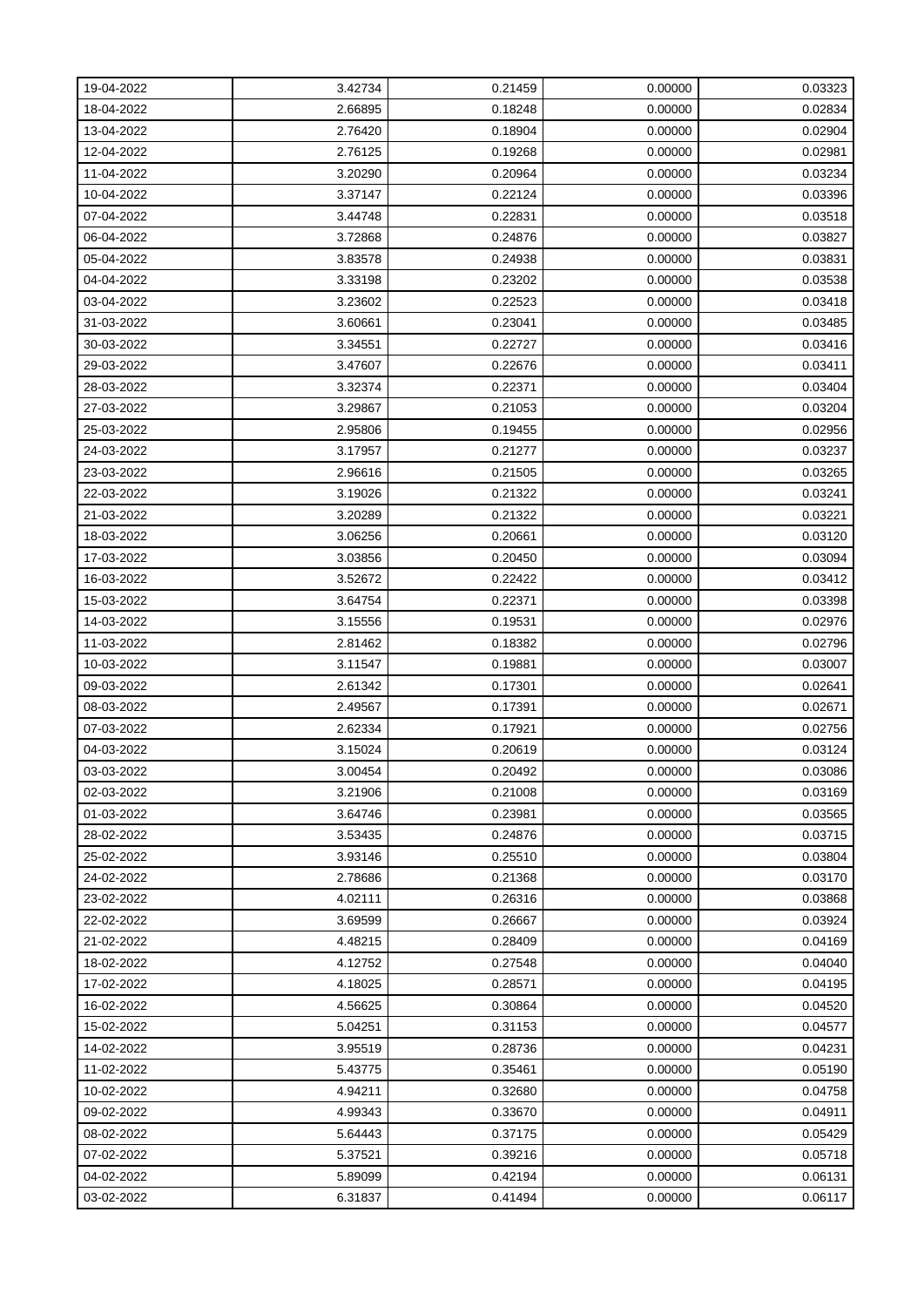| 19-04-2022 | 3.42734 | 0.21459 | 0.00000 | 0.03323 |
|---|---|---|---|---|
| 18-04-2022 | 2.66895 | 0.18248 | 0.00000 | 0.02834 |
| 13-04-2022 | 2.76420 | 0.18904 | 0.00000 | 0.02904 |
| 12-04-2022 | 2.76125 | 0.19268 | 0.00000 | 0.02981 |
| 11-04-2022 | 3.20290 | 0.20964 | 0.00000 | 0.03234 |
| 10-04-2022 | 3.37147 | 0.22124 | 0.00000 | 0.03396 |
| 07-04-2022 | 3.44748 | 0.22831 | 0.00000 | 0.03518 |
| 06-04-2022 | 3.72868 | 0.24876 | 0.00000 | 0.03827 |
| 05-04-2022 | 3.83578 | 0.24938 | 0.00000 | 0.03831 |
| 04-04-2022 | 3.33198 | 0.23202 | 0.00000 | 0.03538 |
| 03-04-2022 | 3.23602 | 0.22523 | 0.00000 | 0.03418 |
| 31-03-2022 | 3.60661 | 0.23041 | 0.00000 | 0.03485 |
| 30-03-2022 | 3.34551 | 0.22727 | 0.00000 | 0.03416 |
| 29-03-2022 | 3.47607 | 0.22676 | 0.00000 | 0.03411 |
| 28-03-2022 | 3.32374 | 0.22371 | 0.00000 | 0.03404 |
| 27-03-2022 | 3.29867 | 0.21053 | 0.00000 | 0.03204 |
| 25-03-2022 | 2.95806 | 0.19455 | 0.00000 | 0.02956 |
| 24-03-2022 | 3.17957 | 0.21277 | 0.00000 | 0.03237 |
| 23-03-2022 | 2.96616 | 0.21505 | 0.00000 | 0.03265 |
| 22-03-2022 | 3.19026 | 0.21322 | 0.00000 | 0.03241 |
| 21-03-2022 | 3.20289 | 0.21322 | 0.00000 | 0.03221 |
| 18-03-2022 | 3.06256 | 0.20661 | 0.00000 | 0.03120 |
| 17-03-2022 | 3.03856 | 0.20450 | 0.00000 | 0.03094 |
| 16-03-2022 | 3.52672 | 0.22422 | 0.00000 | 0.03412 |
| 15-03-2022 | 3.64754 | 0.22371 | 0.00000 | 0.03398 |
| 14-03-2022 | 3.15556 | 0.19531 | 0.00000 | 0.02976 |
| 11-03-2022 | 2.81462 | 0.18382 | 0.00000 | 0.02796 |
| 10-03-2022 | 3.11547 | 0.19881 | 0.00000 | 0.03007 |
| 09-03-2022 | 2.61342 | 0.17301 | 0.00000 | 0.02641 |
| 08-03-2022 | 2.49567 | 0.17391 | 0.00000 | 0.02671 |
| 07-03-2022 | 2.62334 | 0.17921 | 0.00000 | 0.02756 |
| 04-03-2022 | 3.15024 | 0.20619 | 0.00000 | 0.03124 |
| 03-03-2022 | 3.00454 | 0.20492 | 0.00000 | 0.03086 |
| 02-03-2022 | 3.21906 | 0.21008 | 0.00000 | 0.03169 |
| 01-03-2022 | 3.64746 | 0.23981 | 0.00000 | 0.03565 |
| 28-02-2022 | 3.53435 | 0.24876 | 0.00000 | 0.03715 |
| 25-02-2022 | 3.93146 | 0.25510 | 0.00000 | 0.03804 |
| 24-02-2022 | 2.78686 | 0.21368 | 0.00000 | 0.03170 |
| 23-02-2022 | 4.02111 | 0.26316 | 0.00000 | 0.03868 |
| 22-02-2022 | 3.69599 | 0.26667 | 0.00000 | 0.03924 |
| 21-02-2022 | 4.48215 | 0.28409 | 0.00000 | 0.04169 |
| 18-02-2022 | 4.12752 | 0.27548 | 0.00000 | 0.04040 |
| 17-02-2022 | 4.18025 | 0.28571 | 0.00000 | 0.04195 |
| 16-02-2022 | 4.56625 | 0.30864 | 0.00000 | 0.04520 |
| 15-02-2022 | 5.04251 | 0.31153 | 0.00000 | 0.04577 |
| 14-02-2022 | 3.95519 | 0.28736 | 0.00000 | 0.04231 |
| 11-02-2022 | 5.43775 | 0.35461 | 0.00000 | 0.05190 |
| 10-02-2022 | 4.94211 | 0.32680 | 0.00000 | 0.04758 |
| 09-02-2022 | 4.99343 | 0.33670 | 0.00000 | 0.04911 |
| 08-02-2022 | 5.64443 | 0.37175 | 0.00000 | 0.05429 |
| 07-02-2022 | 5.37521 | 0.39216 | 0.00000 | 0.05718 |
| 04-02-2022 | 5.89099 | 0.42194 | 0.00000 | 0.06131 |
| 03-02-2022 | 6.31837 | 0.41494 | 0.00000 | 0.06117 |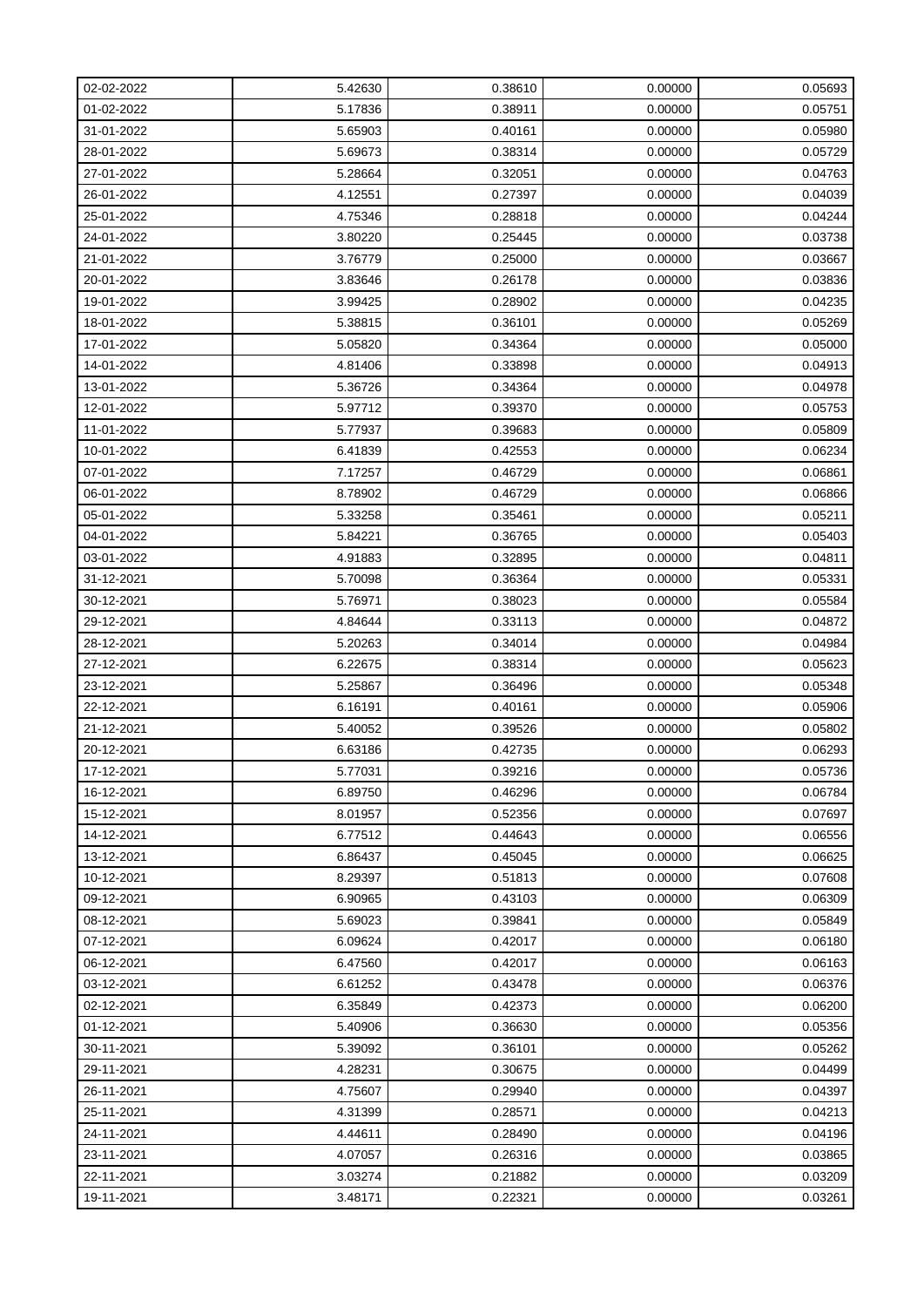| 02-02-2022 | 5.42630 | 0.38610 | 0.00000 | 0.05693 |
|---|---|---|---|---|
| 01-02-2022 | 5.17836 | 0.38911 | 0.00000 | 0.05751 |
| 31-01-2022 | 5.65903 | 0.40161 | 0.00000 | 0.05980 |
| 28-01-2022 | 5.69673 | 0.38314 | 0.00000 | 0.05729 |
| 27-01-2022 | 5.28664 | 0.32051 | 0.00000 | 0.04763 |
| 26-01-2022 | 4.12551 | 0.27397 | 0.00000 | 0.04039 |
| 25-01-2022 | 4.75346 | 0.28818 | 0.00000 | 0.04244 |
| 24-01-2022 | 3.80220 | 0.25445 | 0.00000 | 0.03738 |
| 21-01-2022 | 3.76779 | 0.25000 | 0.00000 | 0.03667 |
| 20-01-2022 | 3.83646 | 0.26178 | 0.00000 | 0.03836 |
| 19-01-2022 | 3.99425 | 0.28902 | 0.00000 | 0.04235 |
| 18-01-2022 | 5.38815 | 0.36101 | 0.00000 | 0.05269 |
| 17-01-2022 | 5.05820 | 0.34364 | 0.00000 | 0.05000 |
| 14-01-2022 | 4.81406 | 0.33898 | 0.00000 | 0.04913 |
| 13-01-2022 | 5.36726 | 0.34364 | 0.00000 | 0.04978 |
| 12-01-2022 | 5.97712 | 0.39370 | 0.00000 | 0.05753 |
| 11-01-2022 | 5.77937 | 0.39683 | 0.00000 | 0.05809 |
| 10-01-2022 | 6.41839 | 0.42553 | 0.00000 | 0.06234 |
| 07-01-2022 | 7.17257 | 0.46729 | 0.00000 | 0.06861 |
| 06-01-2022 | 8.78902 | 0.46729 | 0.00000 | 0.06866 |
| 05-01-2022 | 5.33258 | 0.35461 | 0.00000 | 0.05211 |
| 04-01-2022 | 5.84221 | 0.36765 | 0.00000 | 0.05403 |
| 03-01-2022 | 4.91883 | 0.32895 | 0.00000 | 0.04811 |
| 31-12-2021 | 5.70098 | 0.36364 | 0.00000 | 0.05331 |
| 30-12-2021 | 5.76971 | 0.38023 | 0.00000 | 0.05584 |
| 29-12-2021 | 4.84644 | 0.33113 | 0.00000 | 0.04872 |
| 28-12-2021 | 5.20263 | 0.34014 | 0.00000 | 0.04984 |
| 27-12-2021 | 6.22675 | 0.38314 | 0.00000 | 0.05623 |
| 23-12-2021 | 5.25867 | 0.36496 | 0.00000 | 0.05348 |
| 22-12-2021 | 6.16191 | 0.40161 | 0.00000 | 0.05906 |
| 21-12-2021 | 5.40052 | 0.39526 | 0.00000 | 0.05802 |
| 20-12-2021 | 6.63186 | 0.42735 | 0.00000 | 0.06293 |
| 17-12-2021 | 5.77031 | 0.39216 | 0.00000 | 0.05736 |
| 16-12-2021 | 6.89750 | 0.46296 | 0.00000 | 0.06784 |
| 15-12-2021 | 8.01957 | 0.52356 | 0.00000 | 0.07697 |
| 14-12-2021 | 6.77512 | 0.44643 | 0.00000 | 0.06556 |
| 13-12-2021 | 6.86437 | 0.45045 | 0.00000 | 0.06625 |
| 10-12-2021 | 8.29397 | 0.51813 | 0.00000 | 0.07608 |
| 09-12-2021 | 6.90965 | 0.43103 | 0.00000 | 0.06309 |
| 08-12-2021 | 5.69023 | 0.39841 | 0.00000 | 0.05849 |
| 07-12-2021 | 6.09624 | 0.42017 | 0.00000 | 0.06180 |
| 06-12-2021 | 6.47560 | 0.42017 | 0.00000 | 0.06163 |
| 03-12-2021 | 6.61252 | 0.43478 | 0.00000 | 0.06376 |
| 02-12-2021 | 6.35849 | 0.42373 | 0.00000 | 0.06200 |
| 01-12-2021 | 5.40906 | 0.36630 | 0.00000 | 0.05356 |
| 30-11-2021 | 5.39092 | 0.36101 | 0.00000 | 0.05262 |
| 29-11-2021 | 4.28231 | 0.30675 | 0.00000 | 0.04499 |
| 26-11-2021 | 4.75607 | 0.29940 | 0.00000 | 0.04397 |
| 25-11-2021 | 4.31399 | 0.28571 | 0.00000 | 0.04213 |
| 24-11-2021 | 4.44611 | 0.28490 | 0.00000 | 0.04196 |
| 23-11-2021 | 4.07057 | 0.26316 | 0.00000 | 0.03865 |
| 22-11-2021 | 3.03274 | 0.21882 | 0.00000 | 0.03209 |
| 19-11-2021 | 3.48171 | 0.22321 | 0.00000 | 0.03261 |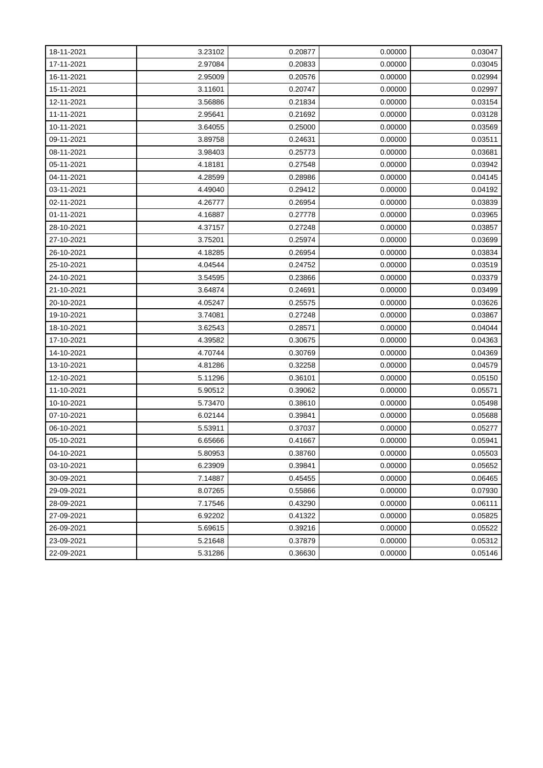| | | | | |
|---|---|---|---|---|
| 18-11-2021 | 3.23102 | 0.20877 | 0.00000 | 0.03047 |
| 17-11-2021 | 2.97084 | 0.20833 | 0.00000 | 0.03045 |
| 16-11-2021 | 2.95009 | 0.20576 | 0.00000 | 0.02994 |
| 15-11-2021 | 3.11601 | 0.20747 | 0.00000 | 0.02997 |
| 12-11-2021 | 3.56886 | 0.21834 | 0.00000 | 0.03154 |
| 11-11-2021 | 2.95641 | 0.21692 | 0.00000 | 0.03128 |
| 10-11-2021 | 3.64055 | 0.25000 | 0.00000 | 0.03569 |
| 09-11-2021 | 3.89758 | 0.24631 | 0.00000 | 0.03511 |
| 08-11-2021 | 3.98403 | 0.25773 | 0.00000 | 0.03681 |
| 05-11-2021 | 4.18181 | 0.27548 | 0.00000 | 0.03942 |
| 04-11-2021 | 4.28599 | 0.28986 | 0.00000 | 0.04145 |
| 03-11-2021 | 4.49040 | 0.29412 | 0.00000 | 0.04192 |
| 02-11-2021 | 4.26777 | 0.26954 | 0.00000 | 0.03839 |
| 01-11-2021 | 4.16887 | 0.27778 | 0.00000 | 0.03965 |
| 28-10-2021 | 4.37157 | 0.27248 | 0.00000 | 0.03857 |
| 27-10-2021 | 3.75201 | 0.25974 | 0.00000 | 0.03699 |
| 26-10-2021 | 4.18285 | 0.26954 | 0.00000 | 0.03834 |
| 25-10-2021 | 4.04544 | 0.24752 | 0.00000 | 0.03519 |
| 24-10-2021 | 3.54595 | 0.23866 | 0.00000 | 0.03379 |
| 21-10-2021 | 3.64874 | 0.24691 | 0.00000 | 0.03499 |
| 20-10-2021 | 4.05247 | 0.25575 | 0.00000 | 0.03626 |
| 19-10-2021 | 3.74081 | 0.27248 | 0.00000 | 0.03867 |
| 18-10-2021 | 3.62543 | 0.28571 | 0.00000 | 0.04044 |
| 17-10-2021 | 4.39582 | 0.30675 | 0.00000 | 0.04363 |
| 14-10-2021 | 4.70744 | 0.30769 | 0.00000 | 0.04369 |
| 13-10-2021 | 4.81286 | 0.32258 | 0.00000 | 0.04579 |
| 12-10-2021 | 5.11296 | 0.36101 | 0.00000 | 0.05150 |
| 11-10-2021 | 5.90512 | 0.39062 | 0.00000 | 0.05571 |
| 10-10-2021 | 5.73470 | 0.38610 | 0.00000 | 0.05498 |
| 07-10-2021 | 6.02144 | 0.39841 | 0.00000 | 0.05688 |
| 06-10-2021 | 5.53911 | 0.37037 | 0.00000 | 0.05277 |
| 05-10-2021 | 6.65666 | 0.41667 | 0.00000 | 0.05941 |
| 04-10-2021 | 5.80953 | 0.38760 | 0.00000 | 0.05503 |
| 03-10-2021 | 6.23909 | 0.39841 | 0.00000 | 0.05652 |
| 30-09-2021 | 7.14887 | 0.45455 | 0.00000 | 0.06465 |
| 29-09-2021 | 8.07265 | 0.55866 | 0.00000 | 0.07930 |
| 28-09-2021 | 7.17546 | 0.43290 | 0.00000 | 0.06111 |
| 27-09-2021 | 6.92202 | 0.41322 | 0.00000 | 0.05825 |
| 26-09-2021 | 5.69615 | 0.39216 | 0.00000 | 0.05522 |
| 23-09-2021 | 5.21648 | 0.37879 | 0.00000 | 0.05312 |
| 22-09-2021 | 5.31286 | 0.36630 | 0.00000 | 0.05146 |